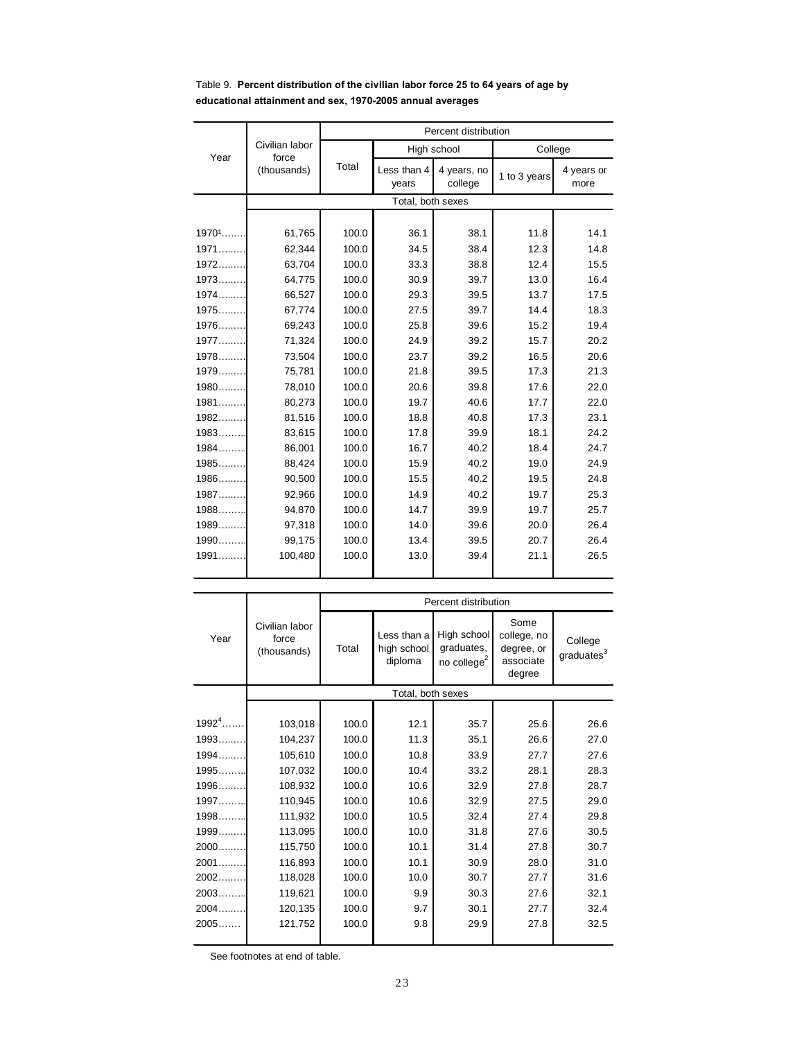Table 9. **Percent distribution of the civilian labor force 25 to 64 years of age by educational attainment and sex, 1970-2005 annual averages**

| Year | Civilian labor force (thousands) | Percent distribution | | | | |
|---|---|---|---|---|---|---|
| | | Total | High school | | College | |
| | | | Less than 4 years | 4 years, no college | 1 to 3 years | 4 years or more |
| | Total, both sexes | | | | | |
| 1970[1] | 61,765 | 100.0 | 36.1 | 38.1 | 11.8 | 14.1 |
| 1971 | 62,344 | 100.0 | 34.5 | 38.4 | 12.3 | 14.8 |
| 1972 | 63,704 | 100.0 | 33.3 | 38.8 | 12.4 | 15.5 |
| 1973 | 64,775 | 100.0 | 30.9 | 39.7 | 13.0 | 16.4 |
| 1974 | 66,527 | 100.0 | 29.3 | 39.5 | 13.7 | 17.5 |
| 1975 | 67,774 | 100.0 | 27.5 | 39.7 | 14.4 | 18.3 |
| 1976 | 69,243 | 100.0 | 25.8 | 39.6 | 15.2 | 19.4 |
| 1977 | 71,324 | 100.0 | 24.9 | 39.2 | 15.7 | 20.2 |
| 1978 | 73,504 | 100.0 | 23.7 | 39.2 | 16.5 | 20.6 |
| 1979 | 75,781 | 100.0 | 21.8 | 39.5 | 17.3 | 21.3 |
| 1980 | 78,010 | 100.0 | 20.6 | 39.8 | 17.6 | 22.0 |
| 1981 | 80,273 | 100.0 | 19.7 | 40.6 | 17.7 | 22.0 |
| 1982 | 81,516 | 100.0 | 18.8 | 40.8 | 17.3 | 23.1 |
| 1983 | 83,615 | 100.0 | 17.8 | 39.9 | 18.1 | 24.2 |
| 1984 | 86,001 | 100.0 | 16.7 | 40.2 | 18.4 | 24.7 |
| 1985 | 88,424 | 100.0 | 15.9 | 40.2 | 19.0 | 24.9 |
| 1986 | 90,500 | 100.0 | 15.5 | 40.2 | 19.5 | 24.8 |
| 1987 | 92,966 | 100.0 | 14.9 | 40.2 | 19.7 | 25.3 |
| 1988 | 94,870 | 100.0 | 14.7 | 39.9 | 19.7 | 25.7 |
| 1989 | 97,318 | 100.0 | 14.0 | 39.6 | 20.0 | 26.4 |
| 1990 | 99,175 | 100.0 | 13.4 | 39.5 | 20.7 | 26.4 |
| 1991 | 100,480 | 100.0 | 13.0 | 39.4 | 21.1 | 26.5 |

| Year | Civilian labor force (thousands) | Percent distribution | | | | |
|---|---|---|---|---|---|---|
| | | Total | Less than a high school diploma | High school graduates, no college[2] | Some college, no degree, or associate degree | College graduates[3] |
| | Total, both sexes | | | | | |
| 1992[4] | 103,018 | 100.0 | 12.1 | 35.7 | 25.6 | 26.6 |
| 1993 | 104,237 | 100.0 | 11.3 | 35.1 | 26.6 | 27.0 |
| 1994 | 105,610 | 100.0 | 10.8 | 33.9 | 27.7 | 27.6 |
| 1995 | 107,032 | 100.0 | 10.4 | 33.2 | 28.1 | 28.3 |
| 1996 | 108,932 | 100.0 | 10.6 | 32.9 | 27.8 | 28.7 |
| 1997 | 110,945 | 100.0 | 10.6 | 32.9 | 27.5 | 29.0 |
| 1998 | 111,932 | 100.0 | 10.5 | 32.4 | 27.4 | 29.8 |
| 1999 | 113,095 | 100.0 | 10.0 | 31.8 | 27.6 | 30.5 |
| 2000 | 115,750 | 100.0 | 10.1 | 31.4 | 27.8 | 30.7 |
| 2001 | 116,893 | 100.0 | 10.1 | 30.9 | 28.0 | 31.0 |
| 2002 | 118,028 | 100.0 | 10.0 | 30.7 | 27.7 | 31.6 |
| 2003 | 119,621 | 100.0 | 9.9 | 30.3 | 27.6 | 32.1 |
| 2004 | 120,135 | 100.0 | 9.7 | 30.1 | 27.7 | 32.4 |
| 2005 | 121,752 | 100.0 | 9.8 | 29.9 | 27.8 | 32.5 |

See footnotes at end of table.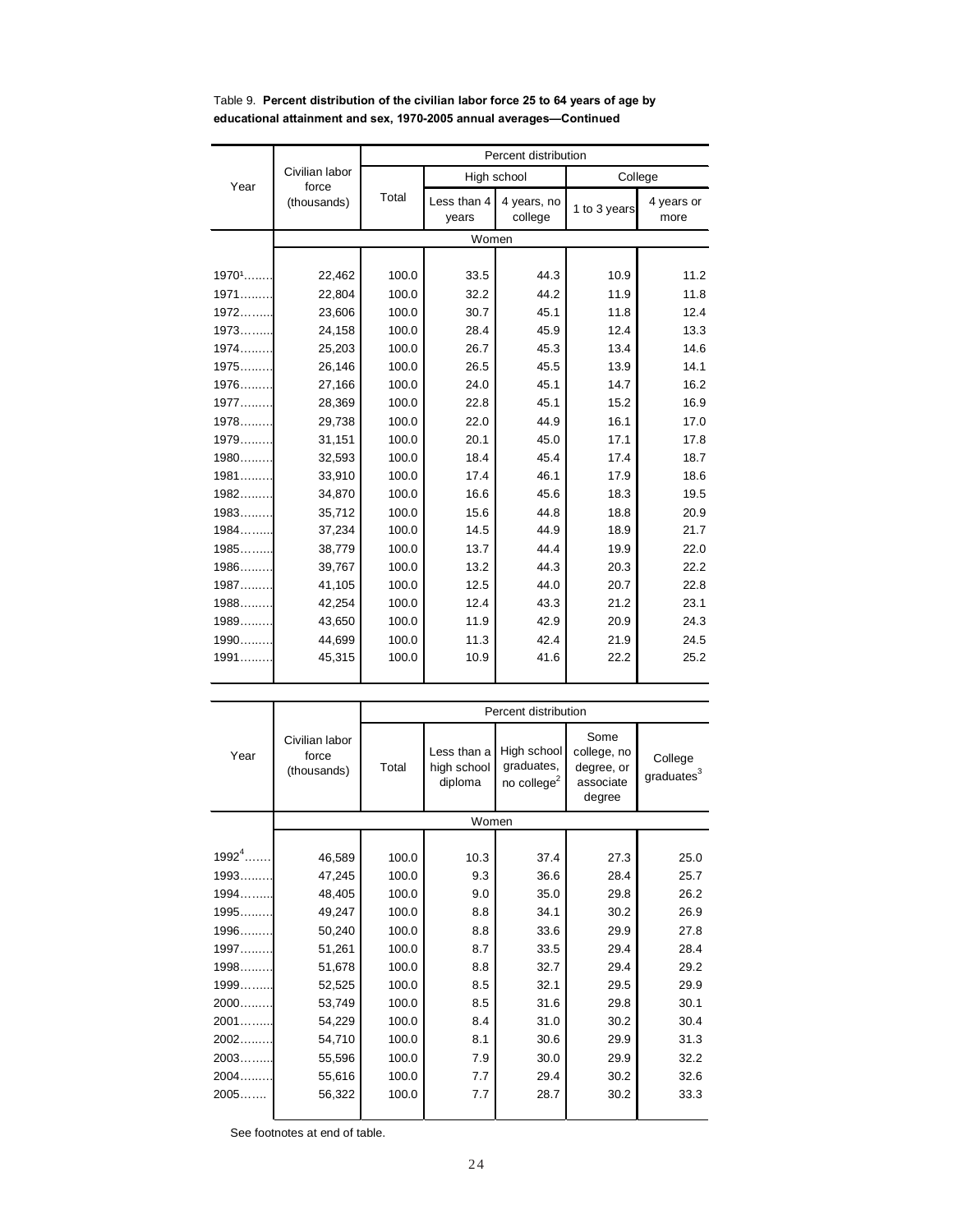Table 9. **Percent distribution of the civilian labor force 25 to 64 years of age by educational attainment and sex, 1970-2005 annual averages—Continued**

| Year | Civilian labor force (thousands) | Percent distribution | | | | |
|---|---|---|---|---|---|---|
| | | Total | High school | | College | |
| | | | Less than 4 years | 4 years, no college | 1 to 3 years | 4 years or more |
| | Women | | | | | |
| 1970[1]…….. | 22,462 | 100.0 | 33.5 | 44.3 | 10.9 | 11.2 |
| 1971……… | 22,804 | 100.0 | 32.2 | 44.2 | 11.9 | 11.8 |
| 1972……… | 23,606 | 100.0 | 30.7 | 45.1 | 11.8 | 12.4 |
| 1973……… | 24,158 | 100.0 | 28.4 | 45.9 | 12.4 | 13.3 |
| 1974……… | 25,203 | 100.0 | 26.7 | 45.3 | 13.4 | 14.6 |
| 1975……… | 26,146 | 100.0 | 26.5 | 45.5 | 13.9 | 14.1 |
| 1976……… | 27,166 | 100.0 | 24.0 | 45.1 | 14.7 | 16.2 |
| 1977……… | 28,369 | 100.0 | 22.8 | 45.1 | 15.2 | 16.9 |
| 1978……… | 29,738 | 100.0 | 22.0 | 44.9 | 16.1 | 17.0 |
| 1979……… | 31,151 | 100.0 | 20.1 | 45.0 | 17.1 | 17.8 |
| 1980……… | 32,593 | 100.0 | 18.4 | 45.4 | 17.4 | 18.7 |
| 1981……… | 33,910 | 100.0 | 17.4 | 46.1 | 17.9 | 18.6 |
| 1982……… | 34,870 | 100.0 | 16.6 | 45.6 | 18.3 | 19.5 |
| 1983……… | 35,712 | 100.0 | 15.6 | 44.8 | 18.8 | 20.9 |
| 1984……… | 37,234 | 100.0 | 14.5 | 44.9 | 18.9 | 21.7 |
| 1985……… | 38,779 | 100.0 | 13.7 | 44.4 | 19.9 | 22.0 |
| 1986……… | 39,767 | 100.0 | 13.2 | 44.3 | 20.3 | 22.2 |
| 1987……… | 41,105 | 100.0 | 12.5 | 44.0 | 20.7 | 22.8 |
| 1988……… | 42,254 | 100.0 | 12.4 | 43.3 | 21.2 | 23.1 |
| 1989……… | 43,650 | 100.0 | 11.9 | 42.9 | 20.9 | 24.3 |
| 1990……… | 44,699 | 100.0 | 11.3 | 42.4 | 21.9 | 24.5 |
| 1991……… | 45,315 | 100.0 | 10.9 | 41.6 | 22.2 | 25.2 |

| Year | Civilian labor force (thousands) | Percent distribution | | | | |
|---|---|---|---|---|---|---|
| | | Total | Less than a high school diploma | High school graduates, no college[2] | Some college, no degree, or associate degree | College graduates[3] |
| | Women | | | | | |
| 1992[4]……. | 46,589 | 100.0 | 10.3 | 37.4 | 27.3 | 25.0 |
| 1993……… | 47,245 | 100.0 | 9.3 | 36.6 | 28.4 | 25.7 |
| 1994……… | 48,405 | 100.0 | 9.0 | 35.0 | 29.8 | 26.2 |
| 1995……… | 49,247 | 100.0 | 8.8 | 34.1 | 30.2 | 26.9 |
| 1996……… | 50,240 | 100.0 | 8.8 | 33.6 | 29.9 | 27.8 |
| 1997……… | 51,261 | 100.0 | 8.7 | 33.5 | 29.4 | 28.4 |
| 1998……… | 51,678 | 100.0 | 8.8 | 32.7 | 29.4 | 29.2 |
| 1999……… | 52,525 | 100.0 | 8.5 | 32.1 | 29.5 | 29.9 |
| 2000……… | 53,749 | 100.0 | 8.5 | 31.6 | 29.8 | 30.1 |
| 2001……… | 54,229 | 100.0 | 8.4 | 31.0 | 30.2 | 30.4 |
| 2002……… | 54,710 | 100.0 | 8.1 | 30.6 | 29.9 | 31.3 |
| 2003……… | 55,596 | 100.0 | 7.9 | 30.0 | 29.9 | 32.2 |
| 2004……… | 55,616 | 100.0 | 7.7 | 29.4 | 30.2 | 32.6 |
| 2005……. | 56,322 | 100.0 | 7.7 | 28.7 | 30.2 | 33.3 |

See footnotes at end of table.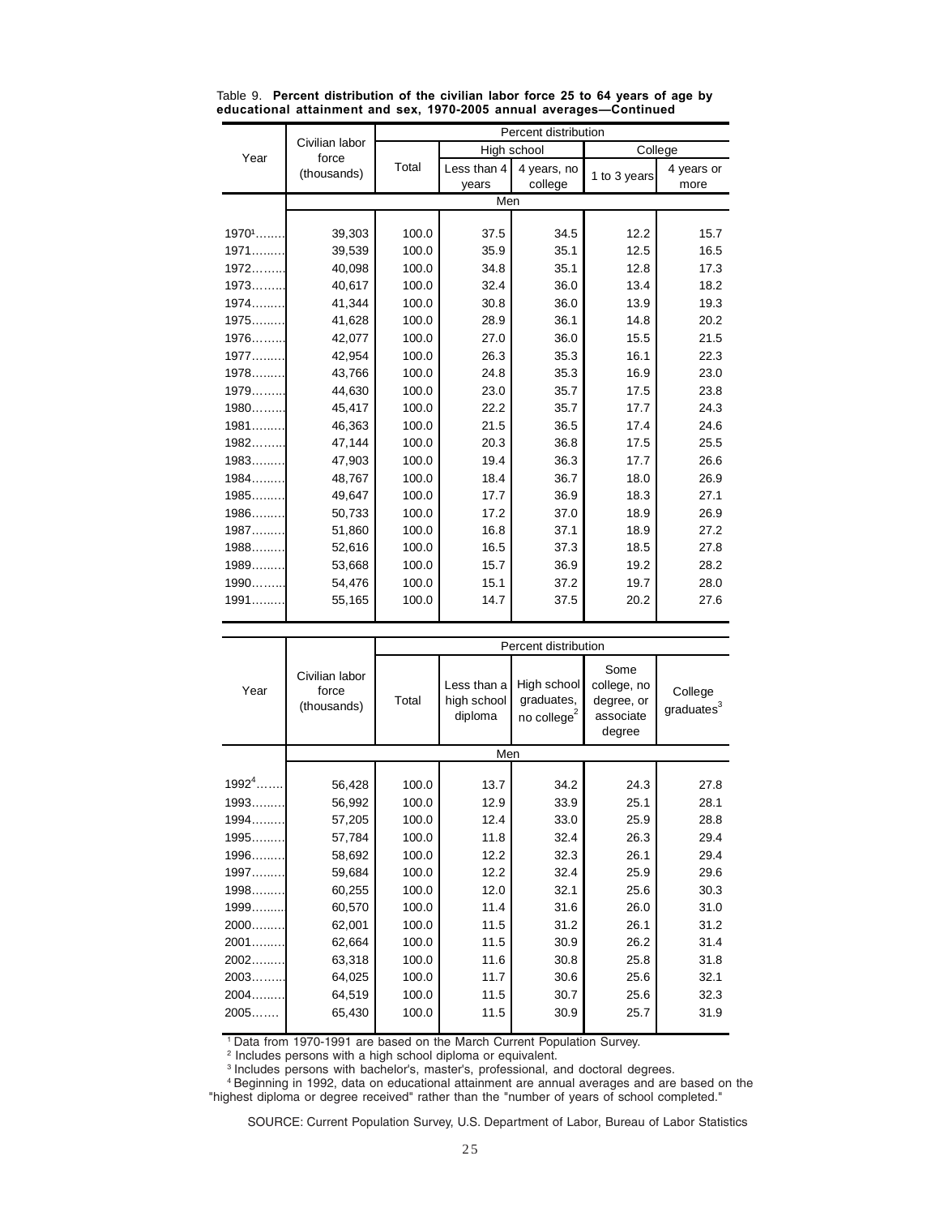Table 9. **Percent distribution of the civilian labor force 25 to 64 years of age by educational attainment and sex, 1970-2005 annual averages—Continued**

| Year | Civilian labor force (thousands) | Percent distribution | | | | |
|---|---|---|---|---|---|---|
| | | Total | High school | | College | |
| | | | Less than 4 years | 4 years, no college | 1 to 3 years | 4 years or more |
| | | Men | | | | |
| 1970[1] | 39,303 | 100.0 | 37.5 | 34.5 | 12.2 | 15.7 |
| 1971 | 39,539 | 100.0 | 35.9 | 35.1 | 12.5 | 16.5 |
| 1972 | 40,098 | 100.0 | 34.8 | 35.1 | 12.8 | 17.3 |
| 1973 | 40,617 | 100.0 | 32.4 | 36.0 | 13.4 | 18.2 |
| 1974 | 41,344 | 100.0 | 30.8 | 36.0 | 13.9 | 19.3 |
| 1975 | 41,628 | 100.0 | 28.9 | 36.1 | 14.8 | 20.2 |
| 1976 | 42,077 | 100.0 | 27.0 | 36.0 | 15.5 | 21.5 |
| 1977 | 42,954 | 100.0 | 26.3 | 35.3 | 16.1 | 22.3 |
| 1978 | 43,766 | 100.0 | 24.8 | 35.3 | 16.9 | 23.0 |
| 1979 | 44,630 | 100.0 | 23.0 | 35.7 | 17.5 | 23.8 |
| 1980 | 45,417 | 100.0 | 22.2 | 35.7 | 17.7 | 24.3 |
| 1981 | 46,363 | 100.0 | 21.5 | 36.5 | 17.4 | 24.6 |
| 1982 | 47,144 | 100.0 | 20.3 | 36.8 | 17.5 | 25.5 |
| 1983 | 47,903 | 100.0 | 19.4 | 36.3 | 17.7 | 26.6 |
| 1984 | 48,767 | 100.0 | 18.4 | 36.7 | 18.0 | 26.9 |
| 1985 | 49,647 | 100.0 | 17.7 | 36.9 | 18.3 | 27.1 |
| 1986 | 50,733 | 100.0 | 17.2 | 37.0 | 18.9 | 26.9 |
| 1987 | 51,860 | 100.0 | 16.8 | 37.1 | 18.9 | 27.2 |
| 1988 | 52,616 | 100.0 | 16.5 | 37.3 | 18.5 | 27.8 |
| 1989 | 53,668 | 100.0 | 15.7 | 36.9 | 19.2 | 28.2 |
| 1990 | 54,476 | 100.0 | 15.1 | 37.2 | 19.7 | 28.0 |
| 1991 | 55,165 | 100.0 | 14.7 | 37.5 | 20.2 | 27.6 |

| Year | Civilian labor force (thousands) | Percent distribution | | | | |
|---|---|---|---|---|---|---|
| | | Total | Less than a high school diploma | High school graduates, no college[2] | Some college, no degree, or associate degree | College graduates[3] |
| | | Men | | | | |
| 1992[4] | 56,428 | 100.0 | 13.7 | 34.2 | 24.3 | 27.8 |
| 1993 | 56,992 | 100.0 | 12.9 | 33.9 | 25.1 | 28.1 |
| 1994 | 57,205 | 100.0 | 12.4 | 33.0 | 25.9 | 28.8 |
| 1995 | 57,784 | 100.0 | 11.8 | 32.4 | 26.3 | 29.4 |
| 1996 | 58,692 | 100.0 | 12.2 | 32.3 | 26.1 | 29.4 |
| 1997 | 59,684 | 100.0 | 12.2 | 32.4 | 25.9 | 29.6 |
| 1998 | 60,255 | 100.0 | 12.0 | 32.1 | 25.6 | 30.3 |
| 1999 | 60,570 | 100.0 | 11.4 | 31.6 | 26.0 | 31.0 |
| 2000 | 62,001 | 100.0 | 11.5 | 31.2 | 26.1 | 31.2 |
| 2001 | 62,664 | 100.0 | 11.5 | 30.9 | 26.2 | 31.4 |
| 2002 | 63,318 | 100.0 | 11.6 | 30.8 | 25.8 | 31.8 |
| 2003 | 64,025 | 100.0 | 11.7 | 30.6 | 25.6 | 32.1 |
| 2004 | 64,519 | 100.0 | 11.5 | 30.7 | 25.6 | 32.3 |
| 2005 | 65,430 | 100.0 | 11.5 | 30.9 | 25.7 | 31.9 |

[1] Data from 1970-1991 are based on the March Current Population Survey.

[2] Includes persons with a high school diploma or equivalent.

[3] Includes persons with bachelor's, master's, professional, and doctoral degrees.

[4] Beginning in 1992, data on educational attainment are annual averages and are based on the "highest diploma or degree received" rather than the "number of years of school completed."

SOURCE: Current Population Survey, U.S. Department of Labor, Bureau of Labor Statistics